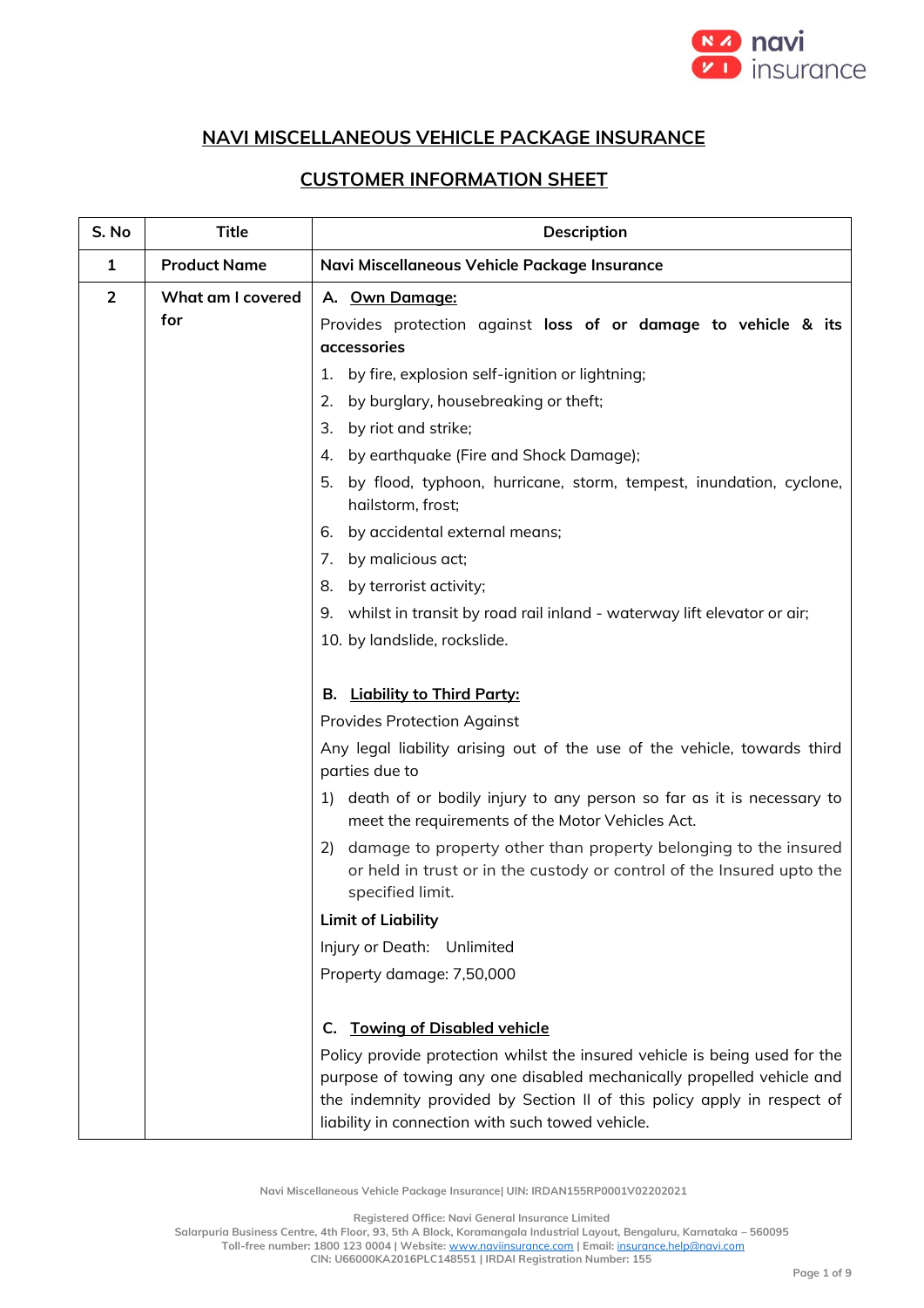# NAVI MISCELLANEOUS VEHICLE PACKAGE INSURANCE

## CUSTOMER INFORMATION SHEET

| S. No | Title | Description |
|---|---|---|
| 1 | Product Name | Navi Miscellaneous Vehicle Package Insurance |
| 2 | What am I covered for | **A. Own Damage:**<br>Provides protection against **loss of or damage to vehicle & its accessories**<br>1. by fire, explosion self-ignition or lightning;<br>2. by burglary, housebreaking or theft;<br>3. by riot and strike;<br>4. by earthquake (Fire and Shock Damage);<br>5. by flood, typhoon, hurricane, storm, tempest, inundation, cyclone, hailstorm, frost;<br>6. by accidental external means;<br>7. by malicious act;<br>8. by terrorist activity;<br>9. whilst in transit by road rail inland - waterway lift elevator or air;<br>10. by landslide, rockslide.<br><br>**B. Liability to Third Party:**<br>Provides Protection Against<br>Any legal liability arising out of the use of the vehicle, towards third parties due to<br>1) death of or bodily injury to any person so far as it is necessary to meet the requirements of the Motor Vehicles Act.<br>2) damage to property other than property belonging to the insured or held in trust or in the custody or control of the Insured upto the specified limit.<br>**Limit of Liability**<br>Injury or Death: Unlimited<br>Property damage: 7,50,000<br><br>**C. Towing of Disabled vehicle**<br>Policy provide protection whilst the insured vehicle is being used for the purpose of towing any one disabled mechanically propelled vehicle and the indemnity provided by Section II of this policy apply in respect of liability in connection with such towed vehicle. |

Navi Miscellaneous Vehicle Package Insurance| UIN: IRDAN155RP0001V02202021

Registered Office: Navi General Insurance Limited
Salarpuria Business Centre, 4th Floor, 93, 5th A Block, Koramangala Industrial Layout, Bengaluru, Karnataka – 560095
Toll-free number: 1800 123 0004 | Website: www.naviinsurance.com | Email: insurance.help@navi.com
CIN: U66000KA2016PLC148551 | IRDAI Registration Number: 155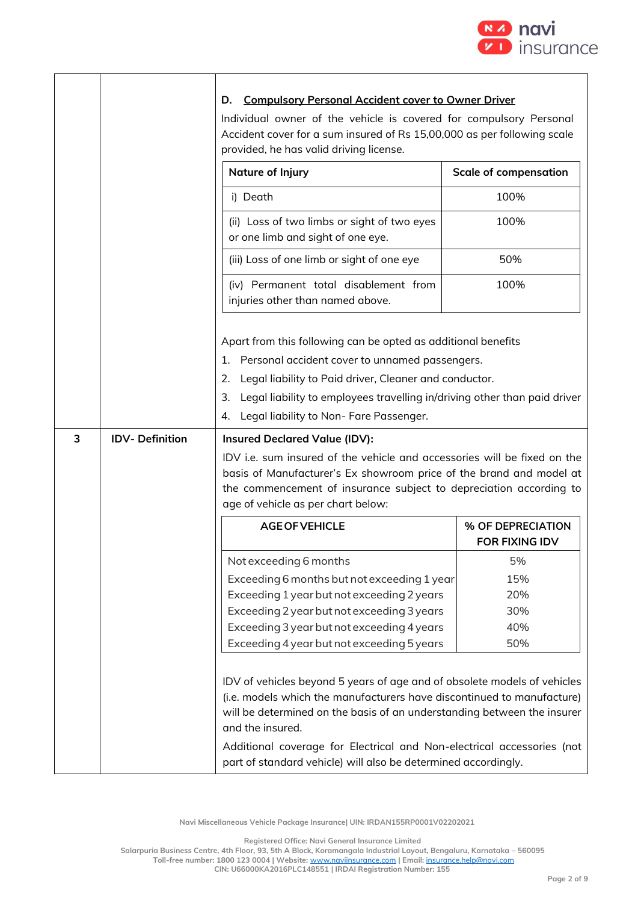| | | |
|---|---|---|
| | | **D. Compulsory Personal Accident cover to Owner Driver**<br><br>Individual owner of the vehicle is covered for compulsory Personal Accident cover for a sum insured of Rs 15,00,000 as per following scale provided, he has valid driving license.<br><br>**Nature of Injury** — **Scale of compensation**<br>i) Death — 100%<br>(ii) Loss of two limbs or sight of two eyes or one limb and sight of one eye. — 100%<br>(iii) Loss of one limb or sight of one eye — 50%<br>(iv) Permanent total disablement from injuries other than named above. — 100%<br><br>Apart from this following can be opted as additional benefits<br>1. Personal accident cover to unnamed passengers.<br>2. Legal liability to Paid driver, Cleaner and conductor.<br>3. Legal liability to employees travelling in/driving other than paid driver<br>4. Legal liability to Non- Fare Passenger. |
| 3 | **IDV- Definition** | **Insured Declared Value (IDV):**<br><br>IDV i.e. sum insured of the vehicle and accessories will be fixed on the basis of Manufacturer's Ex showroom price of the brand and model at the commencement of insurance subject to depreciation according to age of vehicle as per chart below:<br><br>**AGE OF VEHICLE** — **% OF DEPRECIATION FOR FIXING IDV**<br>Not exceeding 6 months — 5%<br>Exceeding 6 months but not exceeding 1 year — 15%<br>Exceeding 1 year but not exceeding 2 years — 20%<br>Exceeding 2 year but not exceeding 3 years — 30%<br>Exceeding 3 year but not exceeding 4 years — 40%<br>Exceeding 4 year but not exceeding 5 years — 50%<br><br>IDV of vehicles beyond 5 years of age and of obsolete models of vehicles (i.e. models which the manufacturers have discontinued to manufacture) will be determined on the basis of an understanding between the insurer and the insured.<br><br>Additional coverage for Electrical and Non-electrical accessories (not part of standard vehicle) will also be determined accordingly. |

**Compulsory Personal Accident cover – Scale of compensation**

| Nature of Injury | Scale of compensation |
|---|---|
| i) Death | 100% |
| (ii) Loss of two limbs or sight of two eyes or one limb and sight of one eye. | 100% |
| (iii) Loss of one limb or sight of one eye | 50% |
| (iv) Permanent total disablement from injuries other than named above. | 100% |

**IDV depreciation chart**

| AGE OF VEHICLE | % OF DEPRECIATION FOR FIXING IDV |
|---|---|
| Not exceeding 6 months | 5% |
| Exceeding 6 months but not exceeding 1 year | 15% |
| Exceeding 1 year but not exceeding 2 years | 20% |
| Exceeding 2 year but not exceeding 3 years | 30% |
| Exceeding 3 year but not exceeding 4 years | 40% |
| Exceeding 4 year but not exceeding 5 years | 50% |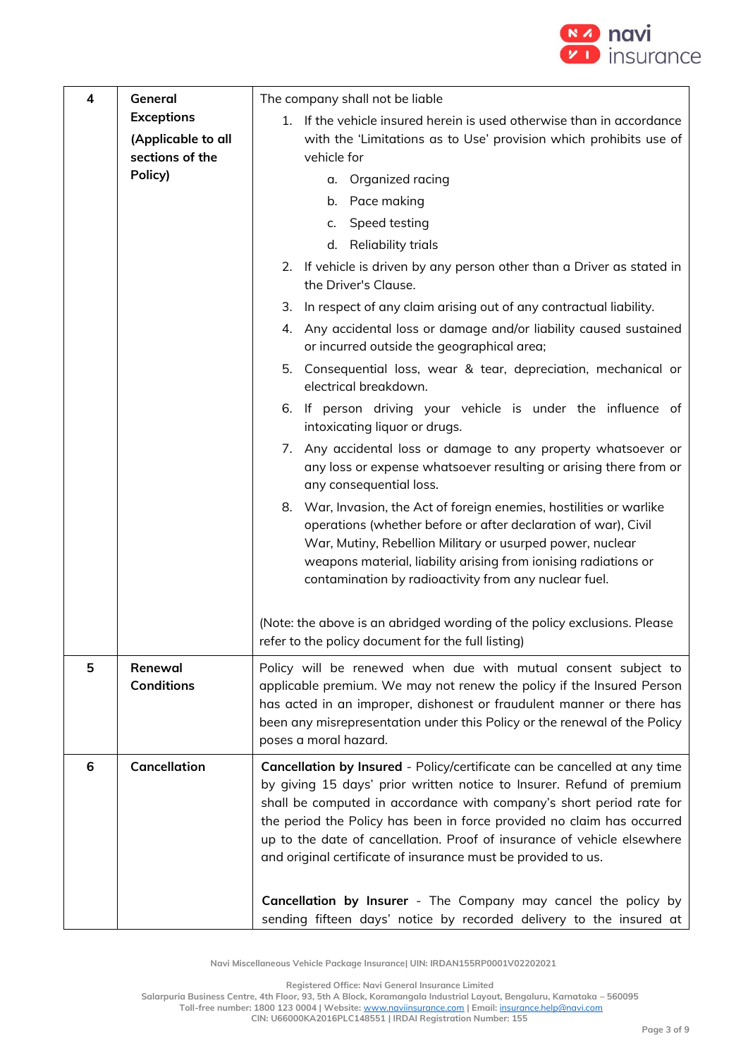| 4 | **General Exceptions (Applicable to all sections of the Policy)** | The company shall not be liable<br>1. If the vehicle insured herein is used otherwise than in accordance with the 'Limitations as to Use' provision which prohibits use of vehicle for<br>a. Organized racing<br>b. Pace making<br>c. Speed testing<br>d. Reliability trials<br>2. If vehicle is driven by any person other than a Driver as stated in the Driver's Clause.<br>3. In respect of any claim arising out of any contractual liability.<br>4. Any accidental loss or damage and/or liability caused sustained or incurred outside the geographical area;<br>5. Consequential loss, wear & tear, depreciation, mechanical or electrical breakdown.<br>6. If person driving your vehicle is under the influence of intoxicating liquor or drugs.<br>7. Any accidental loss or damage to any property whatsoever or any loss or expense whatsoever resulting or arising there from or any consequential loss.<br>8. War, Invasion, the Act of foreign enemies, hostilities or warlike operations (whether before or after declaration of war), Civil War, Mutiny, Rebellion Military or usurped power, nuclear weapons material, liability arising from ionising radiations or contamination by radioactivity from any nuclear fuel.<br><br>(Note: the above is an abridged wording of the policy exclusions. Please refer to the policy document for the full listing) |
|---|---|---|
| 5 | **Renewal Conditions** | Policy will be renewed when due with mutual consent subject to applicable premium. We may not renew the policy if the Insured Person has acted in an improper, dishonest or fraudulent manner or there has been any misrepresentation under this Policy or the renewal of the Policy poses a moral hazard. |
| 6 | **Cancellation** | **Cancellation by Insured** - Policy/certificate can be cancelled at any time by giving 15 days' prior written notice to Insurer. Refund of premium shall be computed in accordance with company's short period rate for the period the Policy has been in force provided no claim has occurred up to the date of cancellation. Proof of insurance of vehicle elsewhere and original certificate of insurance must be provided to us.<br><br>**Cancellation by Insurer** - The Company may cancel the policy by sending fifteen days' notice by recorded delivery to the insured at |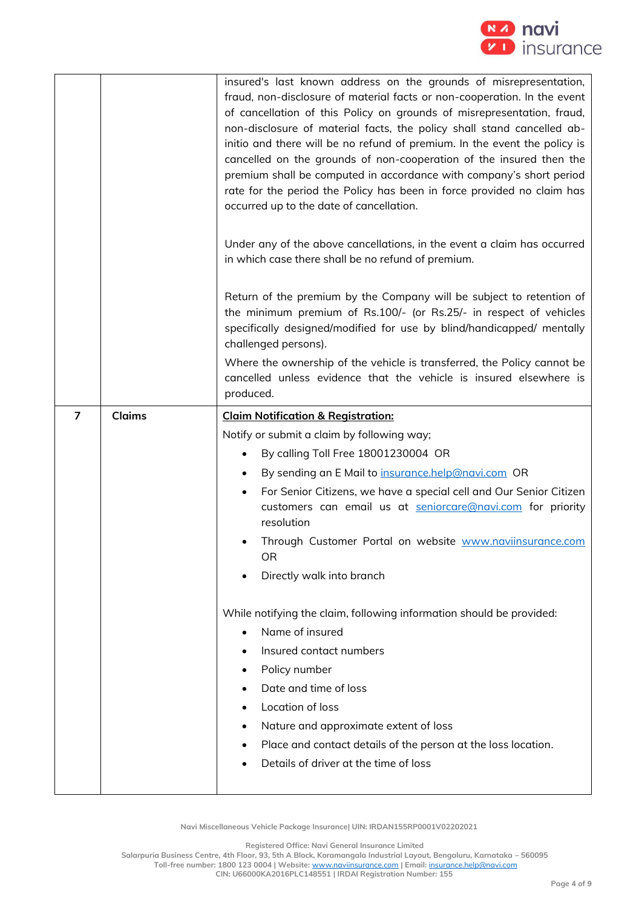| | | |
|---|---|---|
| | | insured's last known address on the grounds of misrepresentation, fraud, non-disclosure of material facts or non-cooperation. In the event of cancellation of this Policy on grounds of misrepresentation, fraud, non-disclosure of material facts, the policy shall stand cancelled ab-initio and there will be no refund of premium. In the event the policy is cancelled on the grounds of non-cooperation of the insured then the premium shall be computed in accordance with company's short period rate for the period the Policy has been in force provided no claim has occurred up to the date of cancellation.<br><br>Under any of the above cancellations, in the event a claim has occurred in which case there shall be no refund of premium.<br><br>Return of the premium by the Company will be subject to retention of the minimum premium of Rs.100/- (or Rs.25/- in respect of vehicles specifically designed/modified for use by blind/handicapped/ mentally challenged persons).<br>Where the ownership of the vehicle is transferred, the Policy cannot be cancelled unless evidence that the vehicle is insured elsewhere is produced. |
| 7 | Claims | **<u>Claim Notification & Registration:</u>**<br>Notify or submit a claim by following way;<br>• By calling Toll Free 18001230004 OR<br>• By sending an E Mail to insurance.help@navi.com OR<br>• For Senior Citizens, we have a special cell and Our Senior Citizen customers can email us at seniorcare@navi.com for priority resolution<br>• Through Customer Portal on website www.naviinsurance.com OR<br>• Directly walk into branch<br><br>While notifying the claim, following information should be provided:<br>• Name of insured<br>• Insured contact numbers<br>• Policy number<br>• Date and time of loss<br>• Location of loss<br>• Nature and approximate extent of loss<br>• Place and contact details of the person at the loss location.<br>• Details of driver at the time of loss |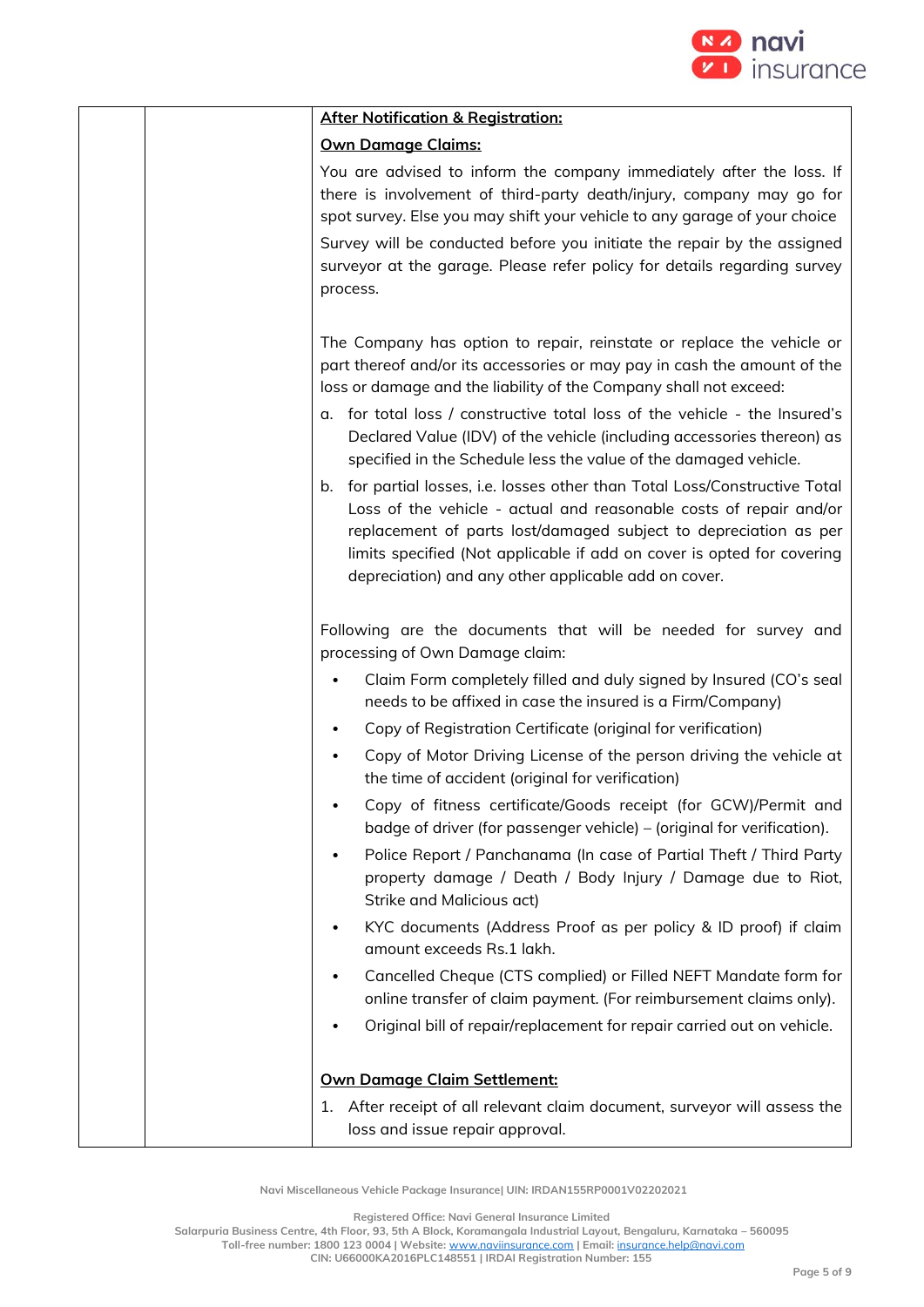| | | **After Notification & Registration:**<br><br>**Own Damage Claims:**<br><br>You are advised to inform the company immediately after the loss. If there is involvement of third-party death/injury, company may go for spot survey. Else you may shift your vehicle to any garage of your choice<br><br>Survey will be conducted before you initiate the repair by the assigned surveyor at the garage. Please refer policy for details regarding survey process.<br><br>The Company has option to repair, reinstate or replace the vehicle or part thereof and/or its accessories or may pay in cash the amount of the loss or damage and the liability of the Company shall not exceed:<br><br>a. for total loss / constructive total loss of the vehicle - the Insured's Declared Value (IDV) of the vehicle (including accessories thereon) as specified in the Schedule less the value of the damaged vehicle.<br><br>b. for partial losses, i.e. losses other than Total Loss/Constructive Total Loss of the vehicle - actual and reasonable costs of repair and/or replacement of parts lost/damaged subject to depreciation as per limits specified (Not applicable if add on cover is opted for covering depreciation) and any other applicable add on cover.<br><br>Following are the documents that will be needed for survey and processing of Own Damage claim:<br><br>• Claim Form completely filled and duly signed by Insured (CO's seal needs to be affixed in case the insured is a Firm/Company)<br>• Copy of Registration Certificate (original for verification)<br>• Copy of Motor Driving License of the person driving the vehicle at the time of accident (original for verification)<br>• Copy of fitness certificate/Goods receipt (for GCW)/Permit and badge of driver (for passenger vehicle) – (original for verification).<br>• Police Report / Panchanama (In case of Partial Theft / Third Party property damage / Death / Body Injury / Damage due to Riot, Strike and Malicious act)<br>• KYC documents (Address Proof as per policy & ID proof) if claim amount exceeds Rs.1 lakh.<br>• Cancelled Cheque (CTS complied) or Filled NEFT Mandate form for online transfer of claim payment. (For reimbursement claims only).<br>• Original bill of repair/replacement for repair carried out on vehicle.<br><br>**Own Damage Claim Settlement:**<br><br>1. After receipt of all relevant claim document, surveyor will assess the loss and issue repair approval. |
|---|---|---|

Navi Miscellaneous Vehicle Package Insurance| UIN: IRDAN155RP0001V02202021

Registered Office: Navi General Insurance Limited
Salarpuria Business Centre, 4th Floor, 93, 5th A Block, Koramangala Industrial Layout, Bengaluru, Karnataka – 560095
Toll-free number: 1800 123 0004 | Website: www.naviinsurance.com | Email: insurance.help@navi.com
CIN: U66000KA2016PLC148551 | IRDAI Registration Number: 155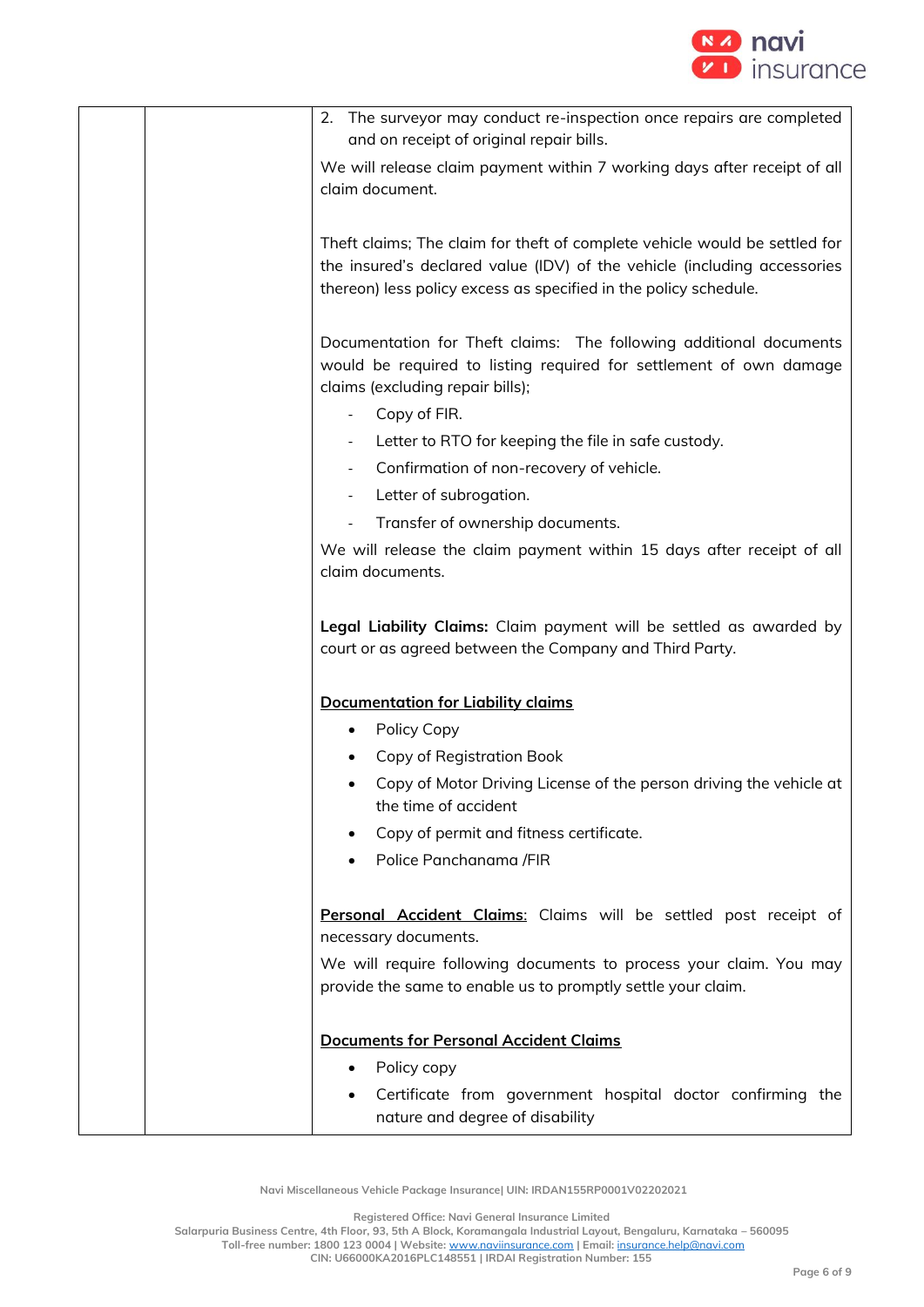| | | |
|---|---|---|
| | | 2. The surveyor may conduct re-inspection once repairs are completed and on receipt of original repair bills.<br><br>We will release claim payment within 7 working days after receipt of all claim document.<br><br>Theft claims; The claim for theft of complete vehicle would be settled for the insured's declared value (IDV) of the vehicle (including accessories thereon) less policy excess as specified in the policy schedule.<br><br>Documentation for Theft claims: The following additional documents would be required to listing required for settlement of own damage claims (excluding repair bills);<br>- Copy of FIR.<br>- Letter to RTO for keeping the file in safe custody.<br>- Confirmation of non-recovery of vehicle.<br>- Letter of subrogation.<br>- Transfer of ownership documents.<br><br>We will release the claim payment within 15 days after receipt of all claim documents.<br><br>**Legal Liability Claims:** Claim payment will be settled as awarded by court or as agreed between the Company and Third Party.<br><br>**Documentation for Liability claims**<br>• Policy Copy<br>• Copy of Registration Book<br>• Copy of Motor Driving License of the person driving the vehicle at the time of accident<br>• Copy of permit and fitness certificate.<br>• Police Panchanama /FIR<br><br>**Personal Accident Claims**: Claims will be settled post receipt of necessary documents.<br><br>We will require following documents to process your claim. You may provide the same to enable us to promptly settle your claim.<br><br>**Documents for Personal Accident Claims**<br>• Policy copy<br>• Certificate from government hospital doctor confirming the nature and degree of disability |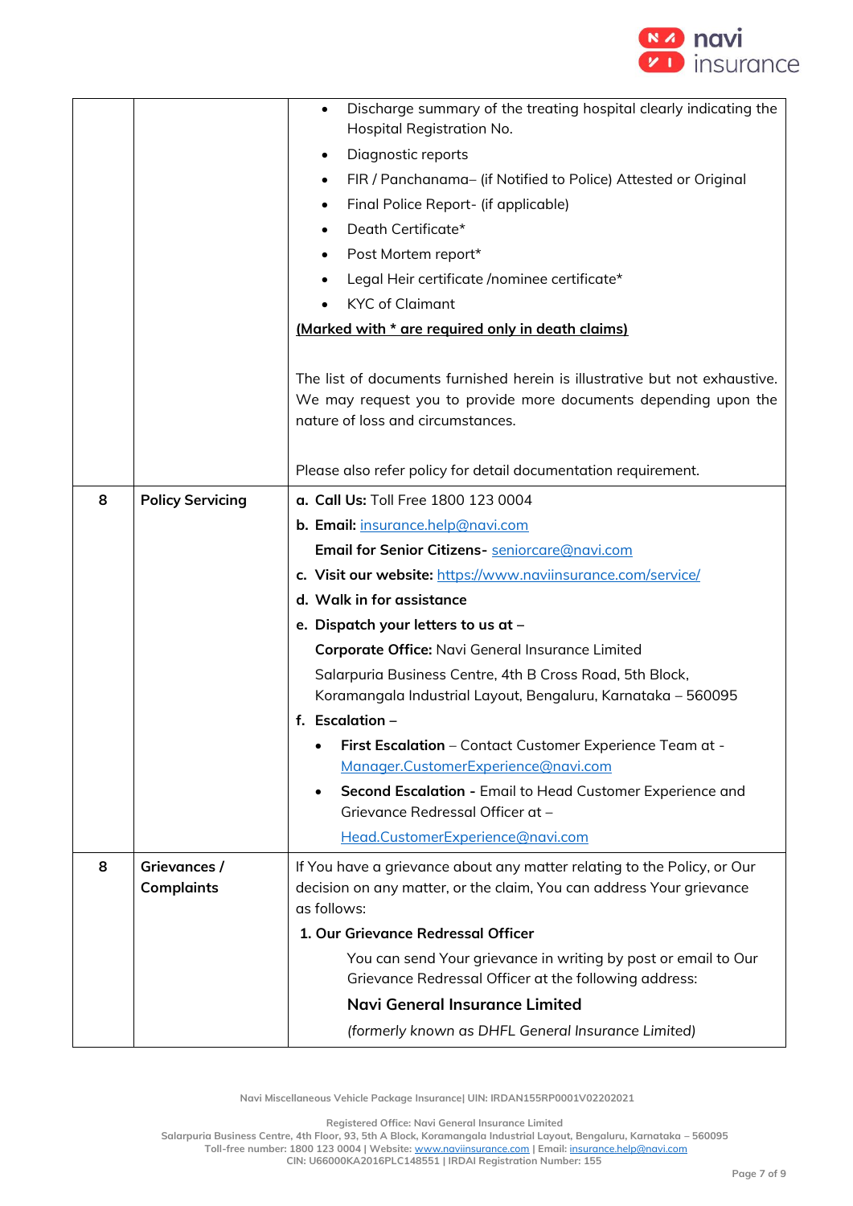| | | |
|---|---|---|
| | | • Discharge summary of the treating hospital clearly indicating the Hospital Registration No.<br>• Diagnostic reports<br>• FIR / Panchanama– (if Notified to Police) Attested or Original<br>• Final Police Report- (if applicable)<br>• Death Certificate*<br>• Post Mortem report*<br>• Legal Heir certificate /nominee certificate*<br>• KYC of Claimant<br>**(Marked with * are required only in death claims)**<br><br>The list of documents furnished herein is illustrative but not exhaustive. We may request you to provide more documents depending upon the nature of loss and circumstances.<br><br>Please also refer policy for detail documentation requirement. |
| 8 | **Policy Servicing** | **a. Call Us:** Toll Free 1800 123 0004<br>**b. Email:** insurance.help@navi.com<br>**Email for Senior Citizens-** seniorcare@navi.com<br>**c. Visit our website:** https://www.naviinsurance.com/service/<br>**d. Walk in for assistance**<br>**e. Dispatch your letters to us at –**<br>**Corporate Office:** Navi General Insurance Limited<br>Salarpuria Business Centre, 4th B Cross Road, 5th Block, Koramangala Industrial Layout, Bengaluru, Karnataka – 560095<br>**f. Escalation –**<br>• **First Escalation** – Contact Customer Experience Team at - Manager.CustomerExperience@navi.com<br>• **Second Escalation -** Email to Head Customer Experience and Grievance Redressal Officer at – Head.CustomerExperience@navi.com |
| 8 | **Grievances / Complaints** | If You have a grievance about any matter relating to the Policy, or Our decision on any matter, or the claim, You can address Your grievance as follows:<br>**1. Our Grievance Redressal Officer**<br>You can send Your grievance in writing by post or email to Our Grievance Redressal Officer at the following address:<br>**Navi General Insurance Limited**<br>*(formerly known as DHFL General Insurance Limited)* |

Navi Miscellaneous Vehicle Package Insurance| UIN: IRDAN155RP0001V02202021

Registered Office: Navi General Insurance Limited
Salarpuria Business Centre, 4th Floor, 93, 5th A Block, Koramangala Industrial Layout, Bengaluru, Karnataka – 560095
Toll-free number: 1800 123 0004 | Website: www.naviinsurance.com | Email: insurance.help@navi.com
CIN: U66000KA2016PLC148551 | IRDAI Registration Number: 155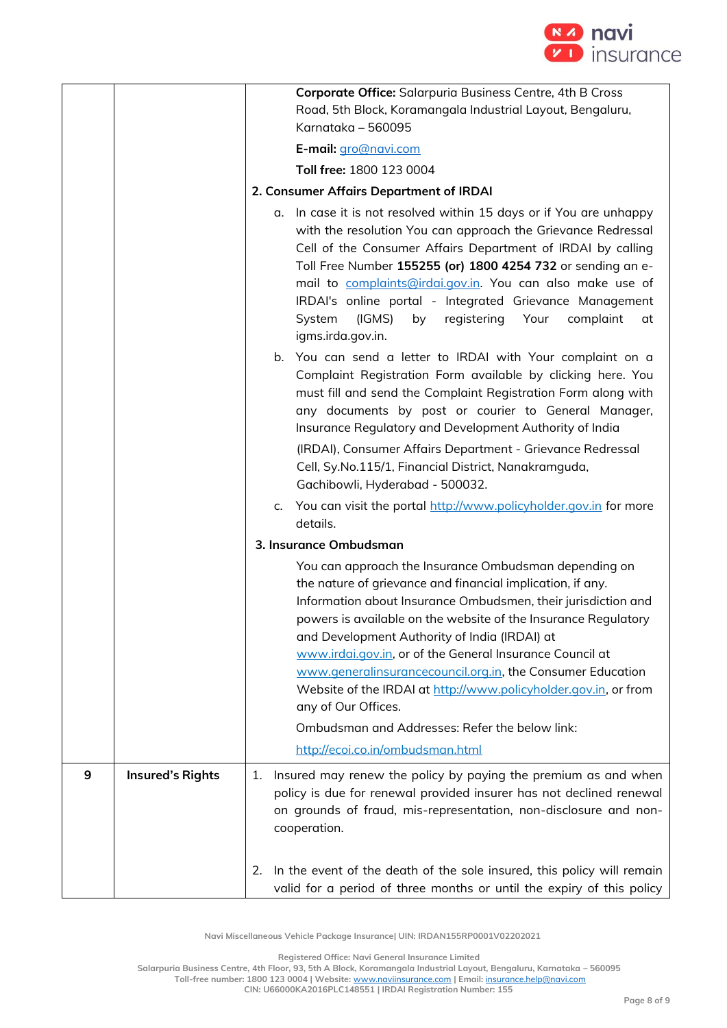| | | |
|---|---|---|
| | | **Corporate Office:** Salarpuria Business Centre, 4th B Cross Road, 5th Block, Koramangala Industrial Layout, Bengaluru, Karnataka – 560095<br><br>**E-mail:** gro@navi.com<br><br>**Toll free:** 1800 123 0004<br><br>**2. Consumer Affairs Department of IRDAI**<br><br>a. In case it is not resolved within 15 days or if You are unhappy with the resolution You can approach the Grievance Redressal Cell of the Consumer Affairs Department of IRDAI by calling Toll Free Number **155255 (or) 1800 4254 732** or sending an e-mail to complaints@irdai.gov.in. You can also make use of IRDAI's online portal - Integrated Grievance Management System (IGMS) by registering Your complaint at igms.irda.gov.in.<br><br>b. You can send a letter to IRDAI with Your complaint on a Complaint Registration Form available by clicking here. You must fill and send the Complaint Registration Form along with any documents by post or courier to General Manager, Insurance Regulatory and Development Authority of India (IRDAI), Consumer Affairs Department - Grievance Redressal Cell, Sy.No.115/1, Financial District, Nanakramguda, Gachibowli, Hyderabad - 500032.<br><br>c. You can visit the portal http://www.policyholder.gov.in for more details.<br><br>**3. Insurance Ombudsman**<br><br>You can approach the Insurance Ombudsman depending on the nature of grievance and financial implication, if any. Information about Insurance Ombudsmen, their jurisdiction and powers is available on the website of the Insurance Regulatory and Development Authority of India (IRDAI) at www.irdai.gov.in, or of the General Insurance Council at www.generalinsurancecouncil.org.in, the Consumer Education Website of the IRDAI at http://www.policyholder.gov.in, or from any of Our Offices.<br><br>Ombudsman and Addresses: Refer the below link:<br><br>http://ecoi.co.in/ombudsman.html |
| **9** | **Insured's Rights** | 1. Insured may renew the policy by paying the premium as and when policy is due for renewal provided insurer has not declined renewal on grounds of fraud, mis-representation, non-disclosure and non-cooperation.<br><br>2. In the event of the death of the sole insured, this policy will remain valid for a period of three months or until the expiry of this policy |

Navi Miscellaneous Vehicle Package Insurance| UIN: IRDAN155RP0001V02202021

Registered Office: Navi General Insurance Limited
Salarpuria Business Centre, 4th Floor, 93, 5th A Block, Koramangala Industrial Layout, Bengaluru, Karnataka – 560095
Toll-free number: 1800 123 0004 | Website: www.naviinsurance.com | Email: insurance.help@navi.com
CIN: U66000KA2016PLC148551 | IRDAI Registration Number: 155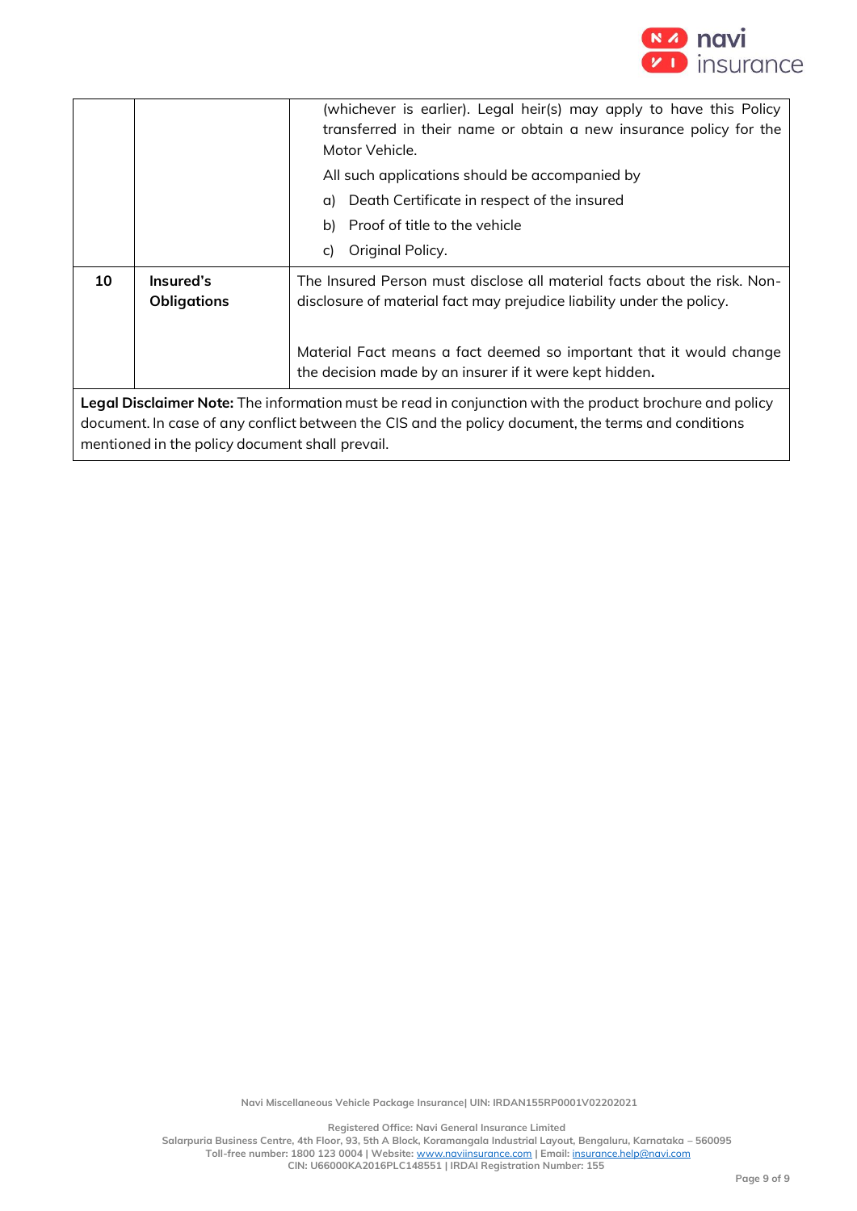| | | |
|---|---|---|
| | | (whichever is earlier). Legal heir(s) may apply to have this Policy transferred in their name or obtain a new insurance policy for the Motor Vehicle.<br><br>All such applications should be accompanied by<br><br>a) Death Certificate in respect of the insured<br><br>b) Proof of title to the vehicle<br><br>c) Original Policy. |
| **10** | **Insured's Obligations** | The Insured Person must disclose all material facts about the risk. Non-disclosure of material fact may prejudice liability under the policy.<br><br>Material Fact means a fact deemed so important that it would change the decision made by an insurer if it were kept hidden**.** |

**Legal Disclaimer Note:** The information must be read in conjunction with the product brochure and policy document. In case of any conflict between the CIS and the policy document, the terms and conditions mentioned in the policy document shall prevail.